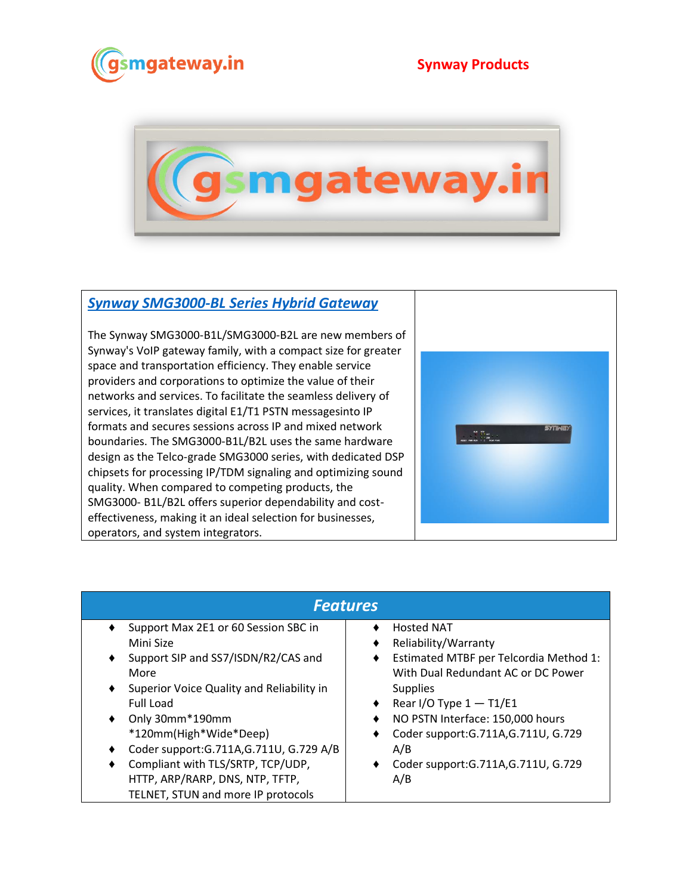Synway Products

## [Synway SMG3000-BL Series Hybrid Gateway]

The Synway SMG3000-B1L/SMG3000-B2L are new members of Synway's VoIP gateway family, with a compact size for greater space and transportation efficiency. They enable service providers and corporations to optimize the value of their networks and services. To facilitate the seamless delivery of services, it translates digital E1/T1 PSTN messagesinto IP formats and secures sessions across IP and mixed network boundaries. The SMG3000-B1L/B2L uses the same hardware design as the Telco-grade SMG3000 series, with dedicated DSP chipsets for processing IP/TDM signaling and optimizing sound quality. When compared to competing products, the SMG3000- B1L/B2L offers superior dependability and cost-effectiveness, making it an ideal selection for businesses, operators, and system integrators.

## Features

- Support Max 2E1 or 60 Session SBC in Mini Size
- Support SIP and SS7/ISDN/R2/CAS and More
- Superior Voice Quality and Reliability in Full Load
- Only 30mm*190mm *120mm(High*Wide*Deep)
- Coder support:G.711A,G.711U, G.729 A/B
- Compliant with TLS/SRTP, TCP/UDP, HTTP, ARP/RARP, DNS, NTP, TFTP, TELNET, STUN and more IP protocols
- Hosted NAT
- Reliability/Warranty
- Estimated MTBF per Telcordia Method 1: With Dual Redundant AC or DC Power Supplies
- Rear I/O Type 1 — T1/E1
- NO PSTN Interface: 150,000 hours
- Coder support:G.711A,G.711U, G.729 A/B
- Coder support:G.711A,G.711U, G.729 A/B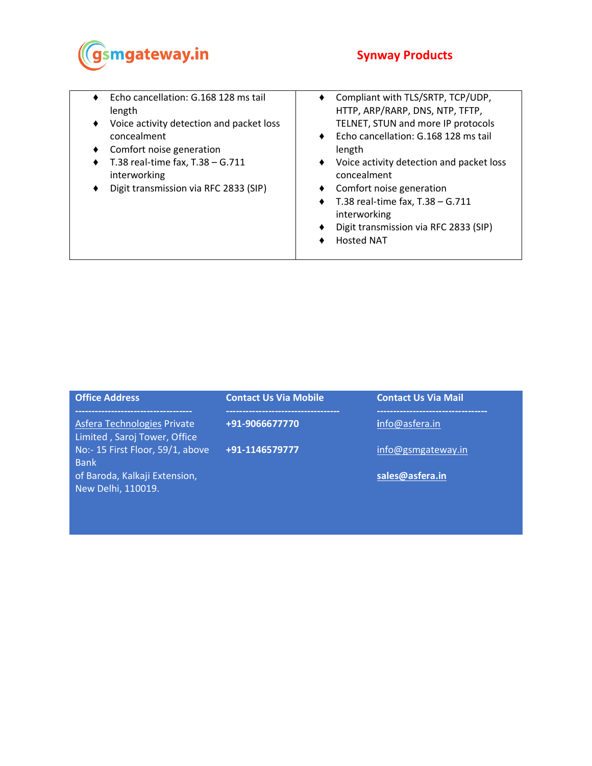| | |
|---|---|
| ♦ Echo cancellation: G.168 128 ms tail length<br>♦ Voice activity detection and packet loss concealment<br>♦ Comfort noise generation<br>♦ T.38 real-time fax, T.38 – G.711 interworking<br>♦ Digit transmission via RFC 2833 (SIP) | ♦ Compliant with TLS/SRTP, TCP/UDP, HTTP, ARP/RARP, DNS, NTP, TFTP, TELNET, STUN and more IP protocols<br>♦ Echo cancellation: G.168 128 ms tail length<br>♦ Voice activity detection and packet loss concealment<br>♦ Comfort noise generation<br>♦ T.38 real-time fax, T.38 – G.711 interworking<br>♦ Digit transmission via RFC 2833 (SIP)<br>♦ Hosted NAT |

| **Office Address** | **Contact Us Via Mobile** | **Contact Us Via Mail** |
|---|---|---|
| Asfera Technologies Private Limited , Saroj Tower, Office No:- 15 First Floor, 59/1, above Bank of Baroda, Kalkaji Extension, New Delhi, 110019. | **+91-9066677770**<br><br>**+91-1146579777** | info@asfera.in<br><br>info@gsmgateway.in<br><br>**sales@asfera.in** |